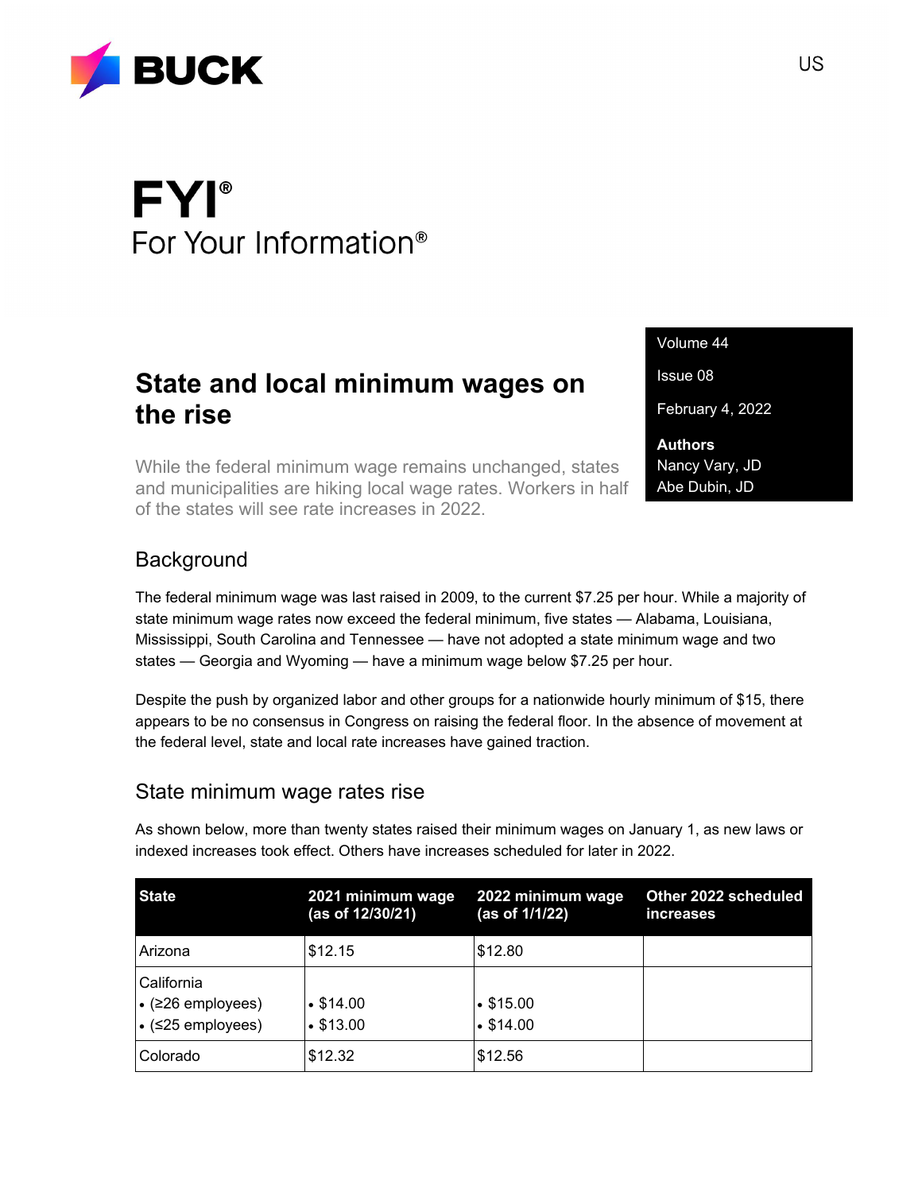BUCK

US

# FYI®

For Your Information®

Volume 44

Issue 08

February 4, 2022

**Authors**
Nancy Vary, JD
Abe Dubin, JD

## State and local minimum wages on the rise

While the federal minimum wage remains unchanged, states and municipalities are hiking local wage rates. Workers in half of the states will see rate increases in 2022.

## Background

The federal minimum wage was last raised in 2009, to the current $7.25 per hour. While a majority of state minimum wage rates now exceed the federal minimum, five states — Alabama, Louisiana, Mississippi, South Carolina and Tennessee — have not adopted a state minimum wage and two states — Georgia and Wyoming — have a minimum wage below $7.25 per hour.

Despite the push by organized labor and other groups for a nationwide hourly minimum of $15, there appears to be no consensus in Congress on raising the federal floor. In the absence of movement at the federal level, state and local rate increases have gained traction.

## State minimum wage rates rise

As shown below, more than twenty states raised their minimum wages on January 1, as new laws or indexed increases took effect. Others have increases scheduled for later in 2022.

| State | 2021 minimum wage (as of 12/30/21) | 2022 minimum wage (as of 1/1/22) | Other 2022 scheduled increases |
|---|---|---|---|
| Arizona | $12.15 | $12.80 | |
| California<br>• (≥26 employees)<br>• (≤25 employees) | <br>• $14.00<br>• $13.00 | <br>• $15.00<br>• $14.00 | |
| Colorado | $12.32 | $12.56 | |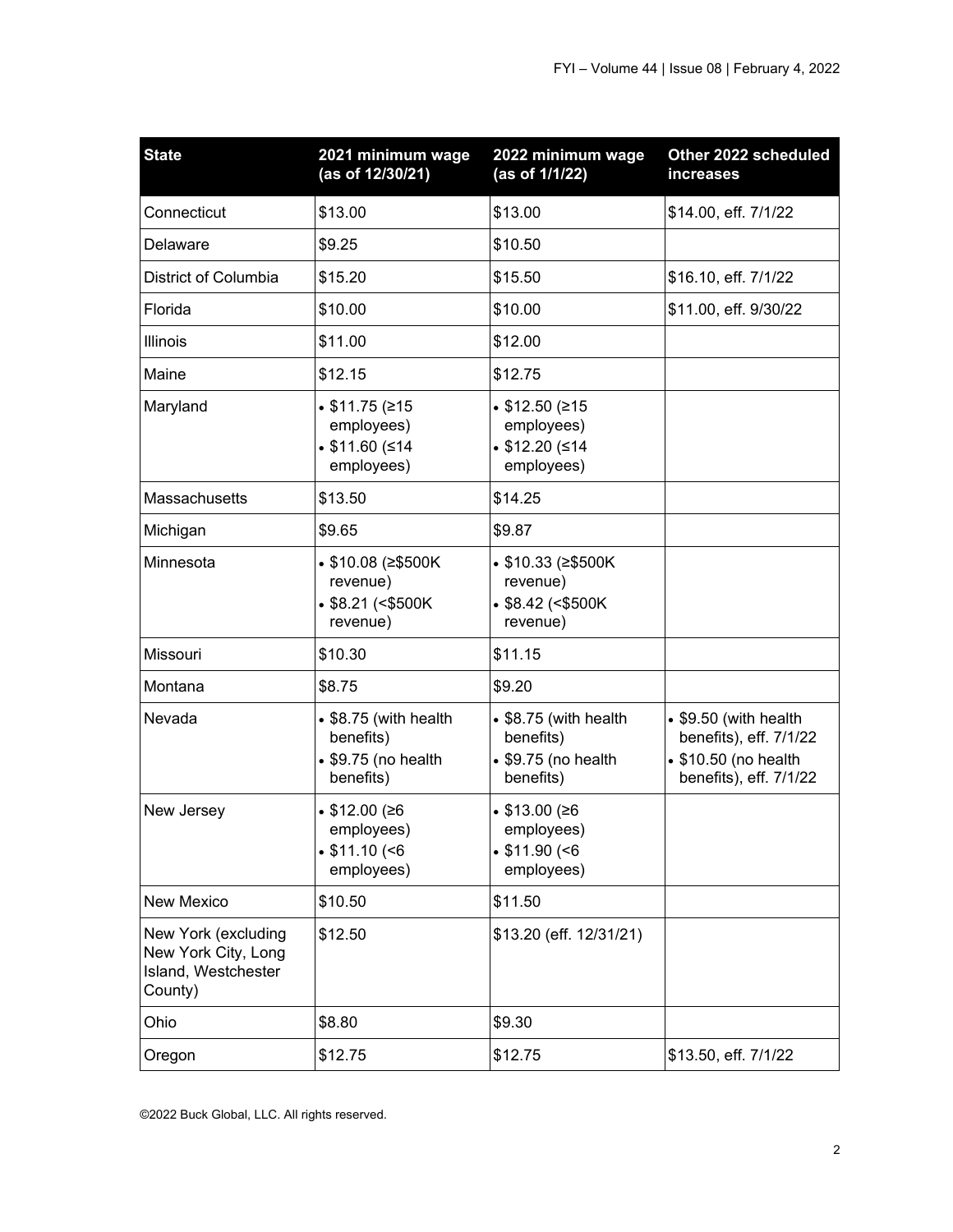| State | 2021 minimum wage (as of 12/30/21) | 2022 minimum wage (as of 1/1/22) | Other 2022 scheduled increases |
|---|---|---|---|
| Connecticut | $13.00 | $13.00 | $14.00, eff. 7/1/22 |
| Delaware | $9.25 | $10.50 | |
| District of Columbia | $15.20 | $15.50 | $16.10, eff. 7/1/22 |
| Florida | $10.00 | $10.00 | $11.00, eff. 9/30/22 |
| Illinois | $11.00 | $12.00 | |
| Maine | $12.15 | $12.75 | |
| Maryland | • $11.75 (≥15 employees) • $11.60 (≤14 employees) | • $12.50 (≥15 employees) • $12.20 (≤14 employees) | |
| Massachusetts | $13.50 | $14.25 | |
| Michigan | $9.65 | $9.87 | |
| Minnesota | • $10.08 (≥$500K revenue) • $8.21 (<$500K revenue) | • $10.33 (≥$500K revenue) • $8.42 (<$500K revenue) | |
| Missouri | $10.30 | $11.15 | |
| Montana | $8.75 | $9.20 | |
| Nevada | • $8.75 (with health benefits) • $9.75 (no health benefits) | • $8.75 (with health benefits) • $9.75 (no health benefits) | • $9.50 (with health benefits), eff. 7/1/22 • $10.50 (no health benefits), eff. 7/1/22 |
| New Jersey | • $12.00 (≥6 employees) • $11.10 (<6 employees) | • $13.00 (≥6 employees) • $11.90 (<6 employees) | |
| New Mexico | $10.50 | $11.50 | |
| New York (excluding New York City, Long Island, Westchester County) | $12.50 | $13.20 (eff. 12/31/21) | |
| Ohio | $8.80 | $9.30 | |
| Oregon | $12.75 | $12.75 | $13.50, eff. 7/1/22 |

©2022 Buck Global, LLC. All rights reserved.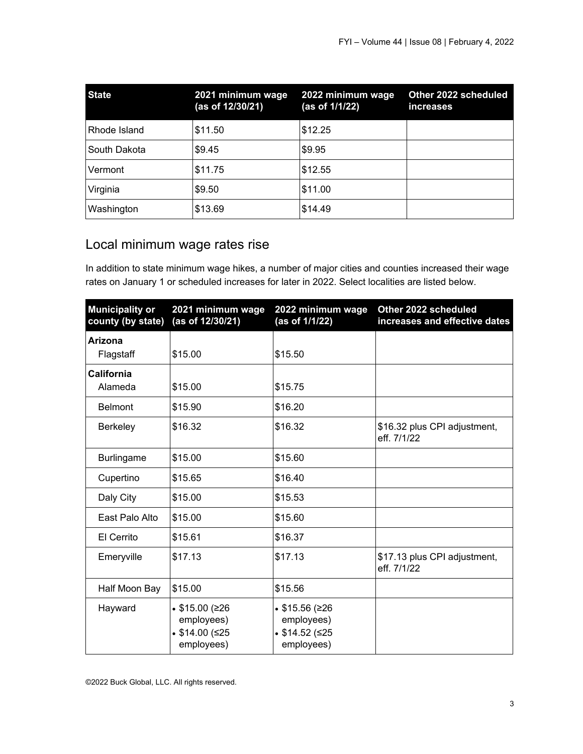| State | 2021 minimum wage (as of 12/30/21) | 2022 minimum wage (as of 1/1/22) | Other 2022 scheduled increases |
|---|---|---|---|
| Rhode Island | $11.50 | $12.25 | |
| South Dakota | $9.45 | $9.95 | |
| Vermont | $11.75 | $12.55 | |
| Virginia | $9.50 | $11.00 | |
| Washington | $13.69 | $14.49 | |

## Local minimum wage rates rise

In addition to state minimum wage hikes, a number of major cities and counties increased their wage rates on January 1 or scheduled increases for later in 2022. Select localities are listed below.

| Municipality or county (by state) | 2021 minimum wage (as of 12/30/21) | 2022 minimum wage (as of 1/1/22) | Other 2022 scheduled increases and effective dates |
|---|---|---|---|
| **Arizona** | | | |
| Flagstaff | $15.00 | $15.50 | |
| **California** | | | |
| Alameda | $15.00 | $15.75 | |
| Belmont | $15.90 | $16.20 | |
| Berkeley | $16.32 | $16.32 | $16.32 plus CPI adjustment, eff. 7/1/22 |
| Burlingame | $15.00 | $15.60 | |
| Cupertino | $15.65 | $16.40 | |
| Daly City | $15.00 | $15.53 | |
| East Palo Alto | $15.00 | $15.60 | |
| El Cerrito | $15.61 | $16.37 | |
| Emeryville | $17.13 | $17.13 | $17.13 plus CPI adjustment, eff. 7/1/22 |
| Half Moon Bay | $15.00 | $15.56 | |
| Hayward | • $15.00 (≥26 employees)<br>• $14.00 (≤25 employees) | • $15.56 (≥26 employees)<br>• $14.52 (≤25 employees) | |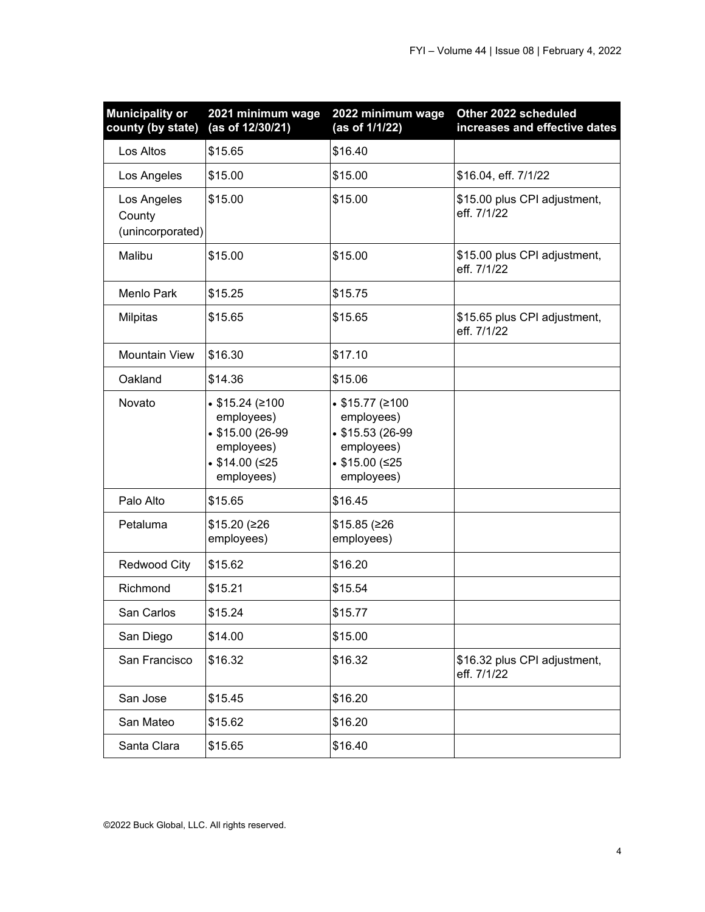| Municipality or county (by state) | 2021 minimum wage (as of 12/30/21) | 2022 minimum wage (as of 1/1/22) | Other 2022 scheduled increases and effective dates |
|---|---|---|---|
| Los Altos | $15.65 | $16.40 | |
| Los Angeles | $15.00 | $15.00 | $16.04, eff. 7/1/22 |
| Los Angeles County (unincorporated) | $15.00 | $15.00 | $15.00 plus CPI adjustment, eff. 7/1/22 |
| Malibu | $15.00 | $15.00 | $15.00 plus CPI adjustment, eff. 7/1/22 |
| Menlo Park | $15.25 | $15.75 | |
| Milpitas | $15.65 | $15.65 | $15.65 plus CPI adjustment, eff. 7/1/22 |
| Mountain View | $16.30 | $17.10 | |
| Oakland | $14.36 | $15.06 | |
| Novato | • $15.24 (≥100 employees)<br>• $15.00 (26-99 employees)<br>• $14.00 (≤25 employees) | • $15.77 (≥100 employees)<br>• $15.53 (26-99 employees)<br>• $15.00 (≤25 employees) | |
| Palo Alto | $15.65 | $16.45 | |
| Petaluma | $15.20 (≥26 employees) | $15.85 (≥26 employees) | |
| Redwood City | $15.62 | $16.20 | |
| Richmond | $15.21 | $15.54 | |
| San Carlos | $15.24 | $15.77 | |
| San Diego | $14.00 | $15.00 | |
| San Francisco | $16.32 | $16.32 | $16.32 plus CPI adjustment, eff. 7/1/22 |
| San Jose | $15.45 | $16.20 | |
| San Mateo | $15.62 | $16.20 | |
| Santa Clara | $15.65 | $16.40 | |

©2022 Buck Global, LLC. All rights reserved.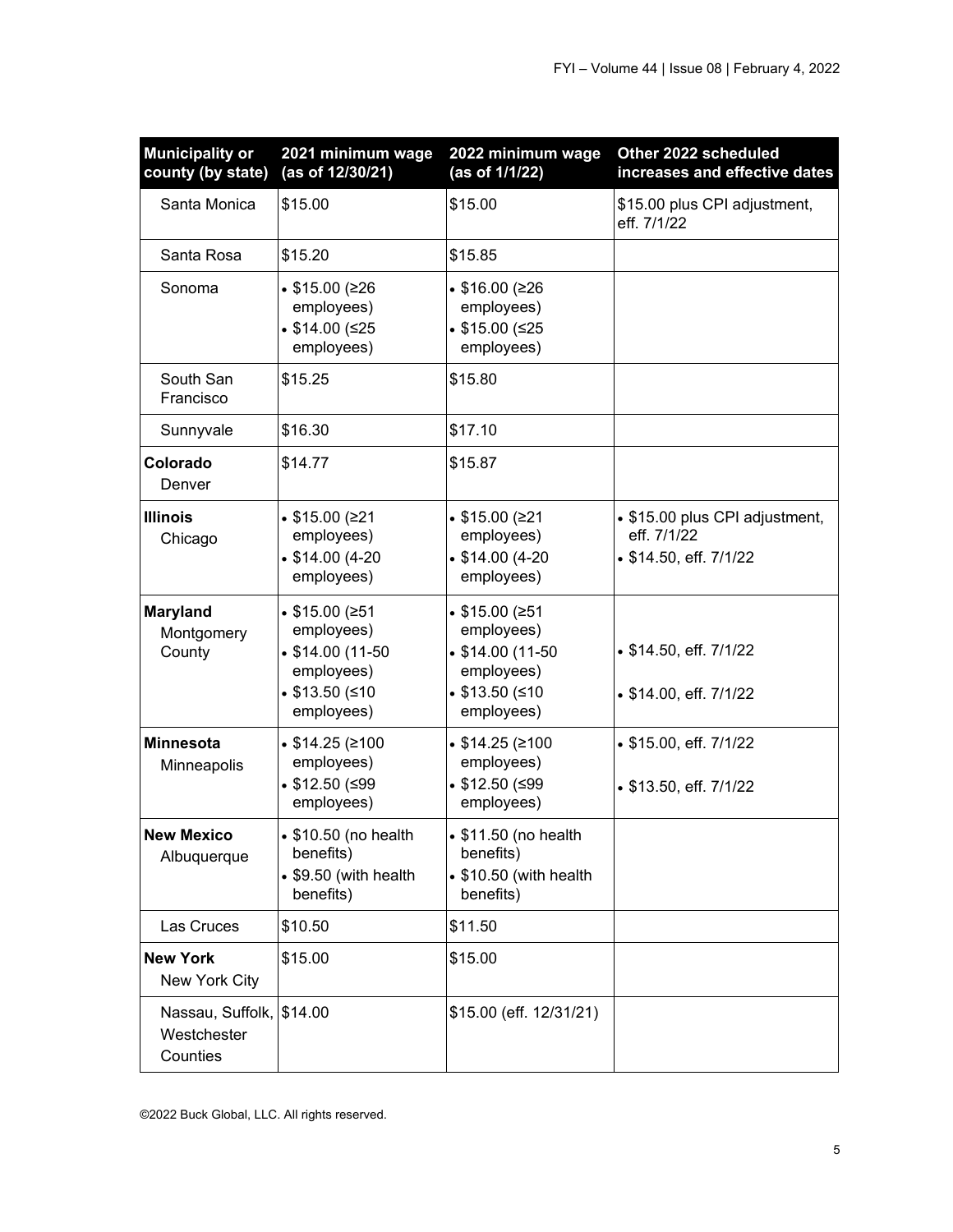| Municipality or county (by state) | 2021 minimum wage (as of 12/30/21) | 2022 minimum wage (as of 1/1/22) | Other 2022 scheduled increases and effective dates |
|---|---|---|---|
| Santa Monica | $15.00 | $15.00 | $15.00 plus CPI adjustment, eff. 7/1/22 |
| Santa Rosa | $15.20 | $15.85 | |
| Sonoma | • $15.00 (≥26 employees)<br>• $14.00 (≤25 employees) | • $16.00 (≥26 employees)<br>• $15.00 (≤25 employees) | |
| South San Francisco | $15.25 | $15.80 | |
| Sunnyvale | $16.30 | $17.10 | |
| **Colorado**<br>Denver | $14.77 | $15.87 | |
| **Illinois**<br>Chicago | • $15.00 (≥21 employees)<br>• $14.00 (4-20 employees) | • $15.00 (≥21 employees)<br>• $14.00 (4-20 employees) | • $15.00 plus CPI adjustment, eff. 7/1/22<br>• $14.50, eff. 7/1/22 |
| **Maryland**<br>Montgomery County | • $15.00 (≥51 employees)<br>• $14.00 (11-50 employees)<br>• $13.50 (≤10 employees) | • $15.00 (≥51 employees)<br>• $14.00 (11-50 employees)<br>• $13.50 (≤10 employees) | • $14.50, eff. 7/1/22<br>• $14.00, eff. 7/1/22 |
| **Minnesota**<br>Minneapolis | • $14.25 (≥100 employees)<br>• $12.50 (≤99 employees) | • $14.25 (≥100 employees)<br>• $12.50 (≤99 employees) | • $15.00, eff. 7/1/22<br>• $13.50, eff. 7/1/22 |
| **New Mexico**<br>Albuquerque | • $10.50 (no health benefits)<br>• $9.50 (with health benefits) | • $11.50 (no health benefits)<br>• $10.50 (with health benefits) | |
| Las Cruces | $10.50 | $11.50 | |
| **New York**<br>New York City | $15.00 | $15.00 | |
| Nassau, Suffolk, Westchester Counties | $14.00 | $15.00 (eff. 12/31/21) | |

©2022 Buck Global, LLC. All rights reserved.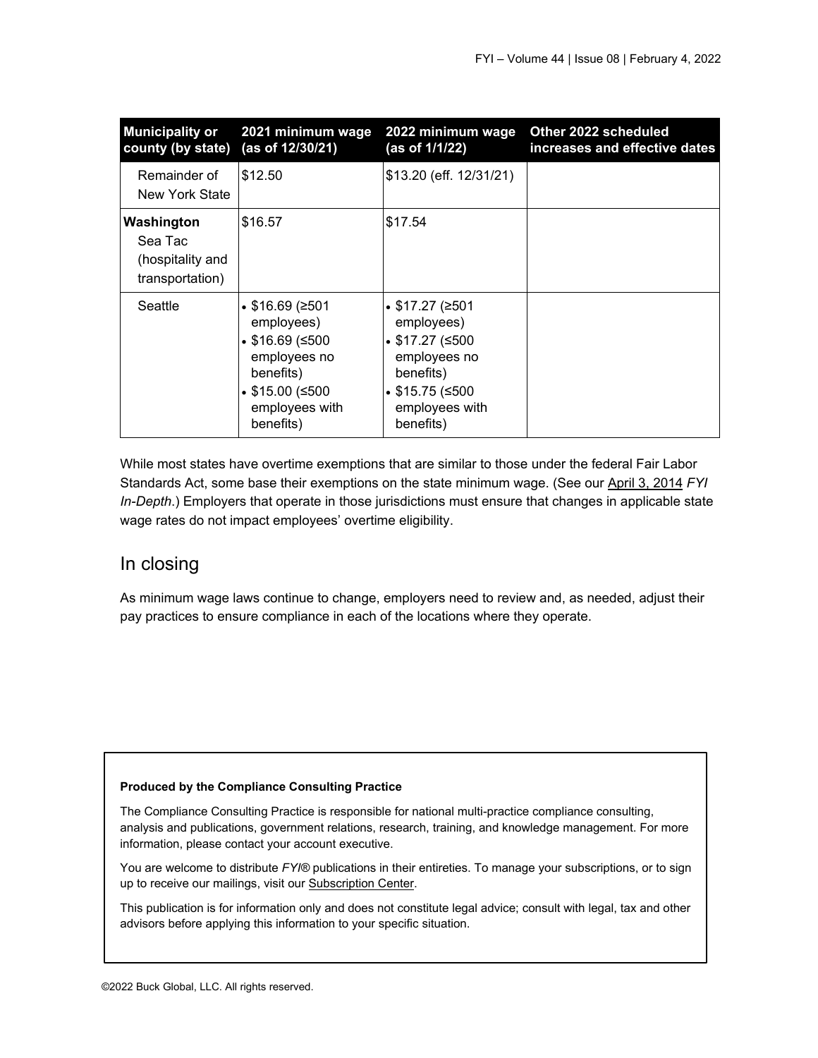| Municipality or county (by state) | 2021 minimum wage (as of 12/30/21) | 2022 minimum wage (as of 1/1/22) | Other 2022 scheduled increases and effective dates |
|---|---|---|---|
| Remainder of New York State | $12.50 | $13.20 (eff. 12/31/21) | |
| **Washington** Sea Tac (hospitality and transportation) | $16.57 | $17.54 | |
| Seattle | • $16.69 (≥501 employees) • $16.69 (≤500 employees no benefits) • $15.00 (≤500 employees with benefits) | • $17.27 (≥501 employees) • $17.27 (≤500 employees no benefits) • $15.75 (≤500 employees with benefits) | |

While most states have overtime exemptions that are similar to those under the federal Fair Labor Standards Act, some base their exemptions on the state minimum wage. (See our April 3, 2014 *FYI In-Depth*.) Employers that operate in those jurisdictions must ensure that changes in applicable state wage rates do not impact employees' overtime eligibility.

## In closing

As minimum wage laws continue to change, employers need to review and, as needed, adjust their pay practices to ensure compliance in each of the locations where they operate.

**Produced by the Compliance Consulting Practice**

The Compliance Consulting Practice is responsible for national multi-practice compliance consulting, analysis and publications, government relations, research, training, and knowledge management. For more information, please contact your account executive.

You are welcome to distribute *FYI*® publications in their entireties. To manage your subscriptions, or to sign up to receive our mailings, visit our Subscription Center.

This publication is for information only and does not constitute legal advice; consult with legal, tax and other advisors before applying this information to your specific situation.

©2022 Buck Global, LLC. All rights reserved.